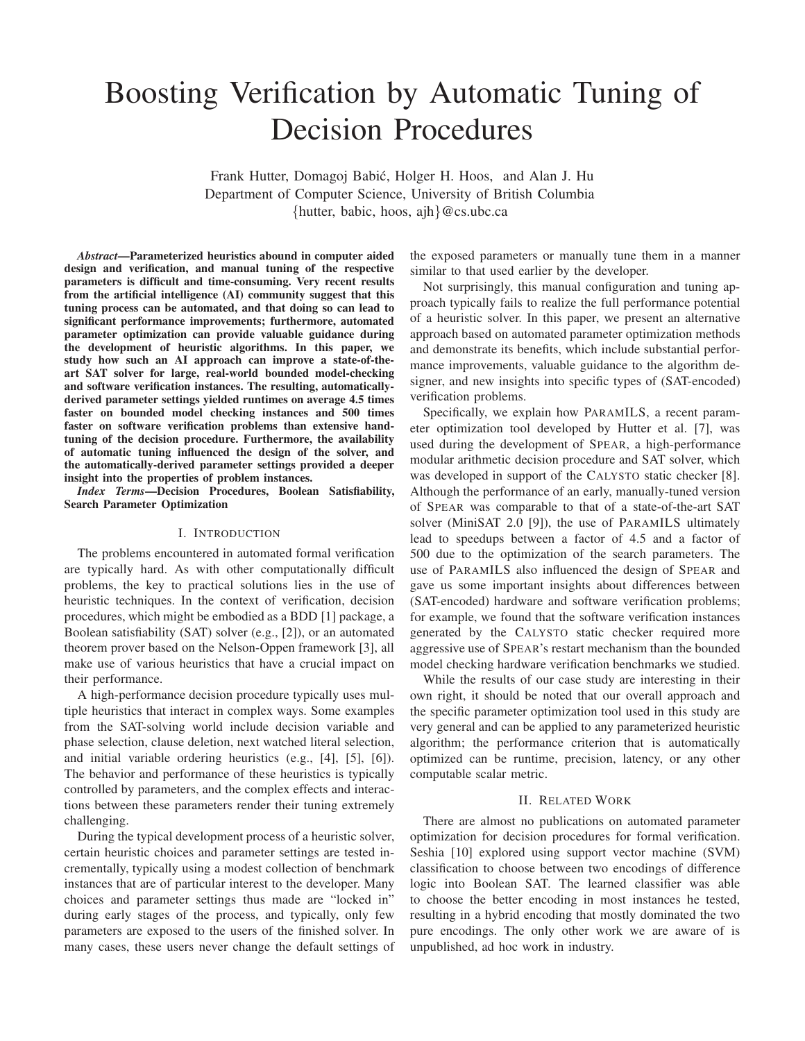# Boosting Verification by Automatic Tuning of Decision Procedures

Frank Hutter, Domagoj Babić, Holger H. Hoos, and Alan J. Hu
Department of Computer Science, University of British Columbia
{hutter, babic, hoos, ajh}@cs.ubc.ca

***Abstract*—Parameterized heuristics abound in computer aided design and verification, and manual tuning of the respective parameters is difficult and time-consuming. Very recent results from the artificial intelligence (AI) community suggest that this tuning process can be automated, and that doing so can lead to significant performance improvements; furthermore, automated parameter optimization can provide valuable guidance during the development of heuristic algorithms. In this paper, we study how such an AI approach can improve a state-of-the-art SAT solver for large, real-world bounded model-checking and software verification instances. The resulting, automatically-derived parameter settings yielded runtimes on average 4.5 times faster on bounded model checking instances and 500 times faster on software verification problems than extensive hand-tuning of the decision procedure. Furthermore, the availability of automatic tuning influenced the design of the solver, and the automatically-derived parameter settings provided a deeper insight into the properties of problem instances.**

***Index Terms*—Decision Procedures, Boolean Satisfiability, Search Parameter Optimization**

## I. Introduction

The problems encountered in automated formal verification are typically hard. As with other computationally difficult problems, the key to practical solutions lies in the use of heuristic techniques. In the context of verification, decision procedures, which might be embodied as a BDD [1] package, a Boolean satisfiability (SAT) solver (e.g., [2]), or an automated theorem prover based on the Nelson-Oppen framework [3], all make use of various heuristics that have a crucial impact on their performance.

A high-performance decision procedure typically uses multiple heuristics that interact in complex ways. Some examples from the SAT-solving world include decision variable and phase selection, clause deletion, next watched literal selection, and initial variable ordering heuristics (e.g., [4], [5], [6]). The behavior and performance of these heuristics is typically controlled by parameters, and the complex effects and interactions between these parameters render their tuning extremely challenging.

During the typical development process of a heuristic solver, certain heuristic choices and parameter settings are tested incrementally, typically using a modest collection of benchmark instances that are of particular interest to the developer. Many choices and parameter settings thus made are "locked in" during early stages of the process, and typically, only few parameters are exposed to the users of the finished solver. In many cases, these users never change the default settings of the exposed parameters or manually tune them in a manner similar to that used earlier by the developer.

Not surprisingly, this manual configuration and tuning approach typically fails to realize the full performance potential of a heuristic solver. In this paper, we present an alternative approach based on automated parameter optimization methods and demonstrate its benefits, which include substantial performance improvements, valuable guidance to the algorithm designer, and new insights into specific types of (SAT-encoded) verification problems.

Specifically, we explain how ParamILS, a recent parameter optimization tool developed by Hutter et al. [7], was used during the development of Spear, a high-performance modular arithmetic decision procedure and SAT solver, which was developed in support of the Calysto static checker [8]. Although the performance of an early, manually-tuned version of Spear was comparable to that of a state-of-the-art SAT solver (MiniSAT 2.0 [9]), the use of ParamILS ultimately lead to speedups between a factor of 4.5 and a factor of 500 due to the optimization of the search parameters. The use of ParamILS also influenced the design of Spear and gave us some important insights about differences between (SAT-encoded) hardware and software verification problems; for example, we found that the software verification instances generated by the Calysto static checker required more aggressive use of Spear's restart mechanism than the bounded model checking hardware verification benchmarks we studied.

While the results of our case study are interesting in their own right, it should be noted that our overall approach and the specific parameter optimization tool used in this study are very general and can be applied to any parameterized heuristic algorithm; the performance criterion that is automatically optimized can be runtime, precision, latency, or any other computable scalar metric.

## II. Related Work

There are almost no publications on automated parameter optimization for decision procedures for formal verification. Seshia [10] explored using support vector machine (SVM) classification to choose between two encodings of difference logic into Boolean SAT. The learned classifier was able to choose the better encoding in most instances he tested, resulting in a hybrid encoding that mostly dominated the two pure encodings. The only other work we are aware of is unpublished, ad hoc work in industry.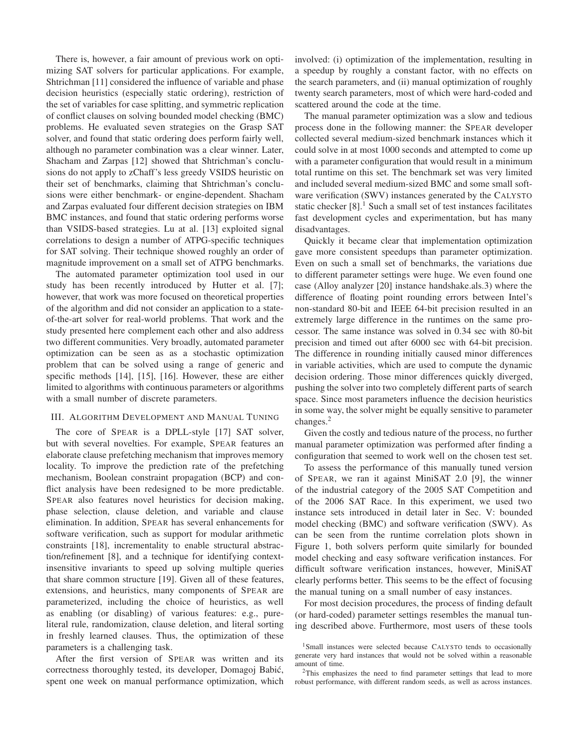There is, however, a fair amount of previous work on optimizing SAT solvers for particular applications. For example, Shtrichman [11] considered the influence of variable and phase decision heuristics (especially static ordering), restriction of the set of variables for case splitting, and symmetric replication of conflict clauses on solving bounded model checking (BMC) problems. He evaluated seven strategies on the Grasp SAT solver, and found that static ordering does perform fairly well, although no parameter combination was a clear winner. Later, Shacham and Zarpas [12] showed that Shtrichman's conclusions do not apply to zChaff's less greedy VSIDS heuristic on their set of benchmarks, claiming that Shtrichman's conclusions were either benchmark- or engine-dependent. Shacham and Zarpas evaluated four different decision strategies on IBM BMC instances, and found that static ordering performs worse than VSIDS-based strategies. Lu at al. [13] exploited signal correlations to design a number of ATPG-specific techniques for SAT solving. Their technique showed roughly an order of magnitude improvement on a small set of ATPG benchmarks.

The automated parameter optimization tool used in our study has been recently introduced by Hutter et al. [7]; however, that work was more focused on theoretical properties of the algorithm and did not consider an application to a state-of-the-art solver for real-world problems. That work and the study presented here complement each other and also address two different communities. Very broadly, automated parameter optimization can be seen as as a stochastic optimization problem that can be solved using a range of generic and specific methods [14], [15], [16]. However, these are either limited to algorithms with continuous parameters or algorithms with a small number of discrete parameters.

## III. Algorithm Development and Manual Tuning

The core of Spear is a DPLL-style [17] SAT solver, but with several novelties. For example, Spear features an elaborate clause prefetching mechanism that improves memory locality. To improve the prediction rate of the prefetching mechanism, Boolean constraint propagation (BCP) and conflict analysis have been redesigned to be more predictable. Spear also features novel heuristics for decision making, phase selection, clause deletion, and variable and clause elimination. In addition, Spear has several enhancements for software verification, such as support for modular arithmetic constraints [18], incrementality to enable structural abstraction/refinement [8], and a technique for identifying context-insensitive invariants to speed up solving multiple queries that share common structure [19]. Given all of these features, extensions, and heuristics, many components of Spear are parameterized, including the choice of heuristics, as well as enabling (or disabling) of various features: e.g., pure-literal rule, randomization, clause deletion, and literal sorting in freshly learned clauses. Thus, the optimization of these parameters is a challenging task.

After the first version of Spear was written and its correctness thoroughly tested, its developer, Domagoj Babić, spent one week on manual performance optimization, which involved: (i) optimization of the implementation, resulting in a speedup by roughly a constant factor, with no effects on the search parameters, and (ii) manual optimization of roughly twenty search parameters, most of which were hard-coded and scattered around the code at the time.

The manual parameter optimization was a slow and tedious process done in the following manner: the Spear developer collected several medium-sized benchmark instances which it could solve in at most 1000 seconds and attempted to come up with a parameter configuration that would result in a minimum total runtime on this set. The benchmark set was very limited and included several medium-sized BMC and some small software verification (SWV) instances generated by the Calysto static checker [8].[1] Such a small set of test instances facilitates fast development cycles and experimentation, but has many disadvantages.

Quickly it became clear that implementation optimization gave more consistent speedups than parameter optimization. Even on such a small set of benchmarks, the variations due to different parameter settings were huge. We even found one case (Alloy analyzer [20] instance handshake.als.3) where the difference of floating point rounding errors between Intel's non-standard 80-bit and IEEE 64-bit precision resulted in an extremely large difference in the runtimes on the same processor. The same instance was solved in 0.34 sec with 80-bit precision and timed out after 6000 sec with 64-bit precision. The difference in rounding initially caused minor differences in variable activities, which are used to compute the dynamic decision ordering. Those minor differences quickly diverged, pushing the solver into two completely different parts of search space. Since most parameters influence the decision heuristics in some way, the solver might be equally sensitive to parameter changes.[2]

Given the costly and tedious nature of the process, no further manual parameter optimization was performed after finding a configuration that seemed to work well on the chosen test set.

To assess the performance of this manually tuned version of Spear, we ran it against MiniSAT 2.0 [9], the winner of the industrial category of the 2005 SAT Competition and of the 2006 SAT Race. In this experiment, we used two instance sets introduced in detail later in Sec. V: bounded model checking (BMC) and software verification (SWV). As can be seen from the runtime correlation plots shown in Figure 1, both solvers perform quite similarly for bounded model checking and easy software verification instances. For difficult software verification instances, however, MiniSAT clearly performs better. This seems to be the effect of focusing the manual tuning on a small number of easy instances.

For most decision procedures, the process of finding default (or hard-coded) parameter settings resembles the manual tuning described above. Furthermore, most users of these tools

[1] Small instances were selected because Calysto tends to occasionally generate very hard instances that would not be solved within a reasonable amount of time.

[2] This emphasizes the need to find parameter settings that lead to more robust performance, with different random seeds, as well as across instances.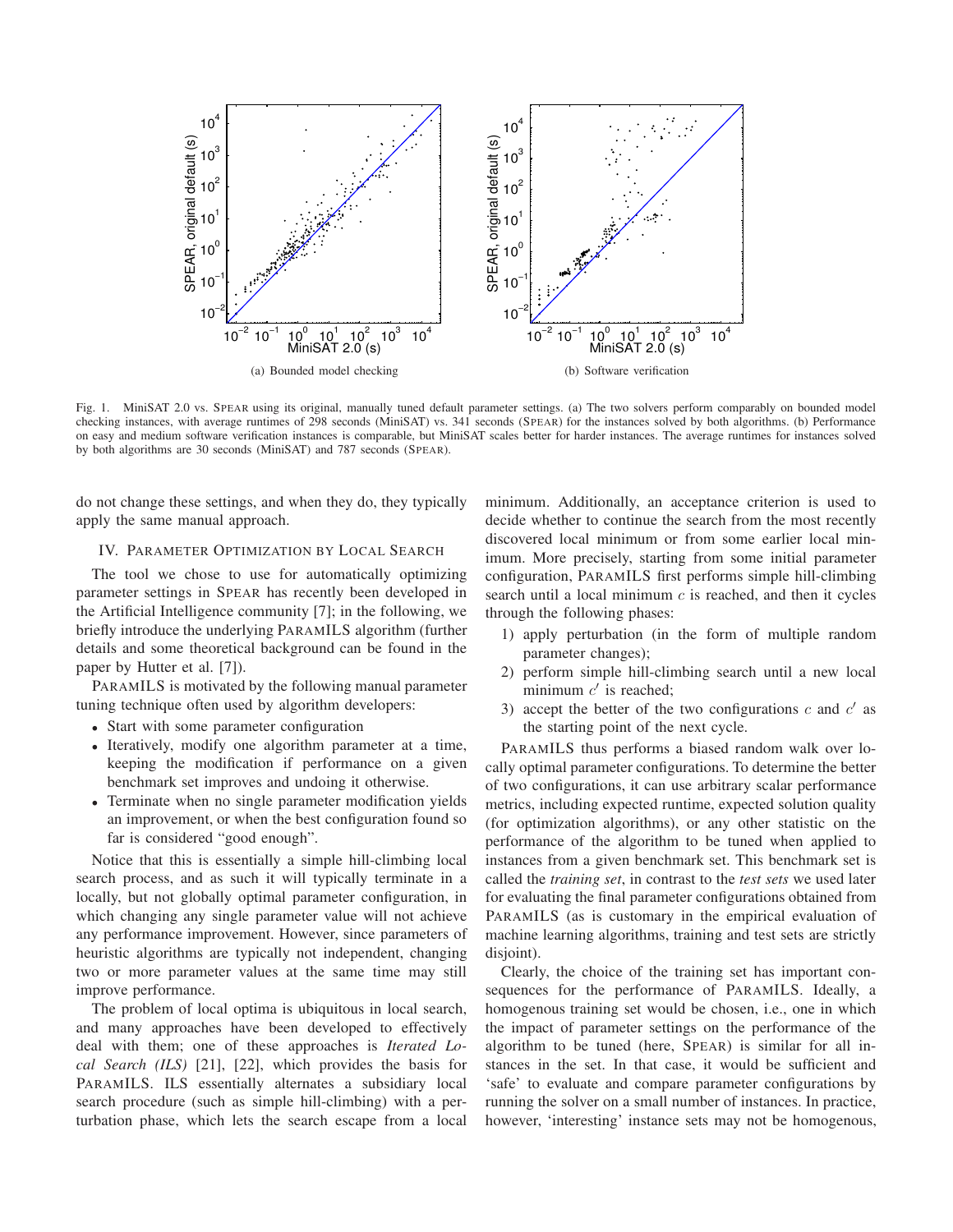Fig. 1. MiniSAT 2.0 vs. SPEAR using its original, manually tuned default parameter settings. (a) The two solvers perform comparably on bounded model checking instances, with average runtimes of 298 seconds (MiniSAT) vs. 341 seconds (SPEAR) for the instances solved by both algorithms. (b) Performance on easy and medium software verification instances is comparable, but MiniSAT scales better for harder instances. The average runtimes for instances solved by both algorithms are 30 seconds (MiniSAT) and 787 seconds (SPEAR).

(a) Bounded model checking

(b) Software verification

do not change these settings, and when they do, they typically apply the same manual approach.

## IV. PARAMETER OPTIMIZATION BY LOCAL SEARCH

The tool we chose to use for automatically optimizing parameter settings in SPEAR has recently been developed in the Artificial Intelligence community [7]; in the following, we briefly introduce the underlying PARAMILS algorithm (further details and some theoretical background can be found in the paper by Hutter et al. [7]).

PARAMILS is motivated by the following manual parameter tuning technique often used by algorithm developers:

- Start with some parameter configuration
- Iteratively, modify one algorithm parameter at a time, keeping the modification if performance on a given benchmark set improves and undoing it otherwise.
- Terminate when no single parameter modification yields an improvement, or when the best configuration found so far is considered "good enough".

Notice that this is essentially a simple hill-climbing local search process, and as such it will typically terminate in a locally, but not globally optimal parameter configuration, in which changing any single parameter value will not achieve any performance improvement. However, since parameters of heuristic algorithms are typically not independent, changing two or more parameter values at the same time may still improve performance.

The problem of local optima is ubiquitous in local search, and many approaches have been developed to effectively deal with them; one of these approaches is *Iterated Local Search (ILS)* [21], [22], which provides the basis for PARAMILS. ILS essentially alternates a subsidiary local search procedure (such as simple hill-climbing) with a perturbation phase, which lets the search escape from a local minimum. Additionally, an acceptance criterion is used to decide whether to continue the search from the most recently discovered local minimum or from some earlier local minimum. More precisely, starting from some initial parameter configuration, PARAMILS first performs simple hill-climbing search until a local minimum $c$ is reached, and then it cycles through the following phases:

1) apply perturbation (in the form of multiple random parameter changes);
2) perform simple hill-climbing search until a new local minimum $c'$ is reached;
3) accept the better of the two configurations $c$ and $c'$ as the starting point of the next cycle.

PARAMILS thus performs a biased random walk over locally optimal parameter configurations. To determine the better of two configurations, it can use arbitrary scalar performance metrics, including expected runtime, expected solution quality (for optimization algorithms), or any other statistic on the performance of the algorithm to be tuned when applied to instances from a given benchmark set. This benchmark set is called the *training set*, in contrast to the *test sets* we used later for evaluating the final parameter configurations obtained from PARAMILS (as is customary in the empirical evaluation of machine learning algorithms, training and test sets are strictly disjoint).

Clearly, the choice of the training set has important consequences for the performance of PARAMILS. Ideally, a homogenous training set would be chosen, i.e., one in which the impact of parameter settings on the performance of the algorithm to be tuned (here, SPEAR) is similar for all instances in the set. In that case, it would be sufficient and 'safe' to evaluate and compare parameter configurations by running the solver on a small number of instances. In practice, however, 'interesting' instance sets may not be homogenous,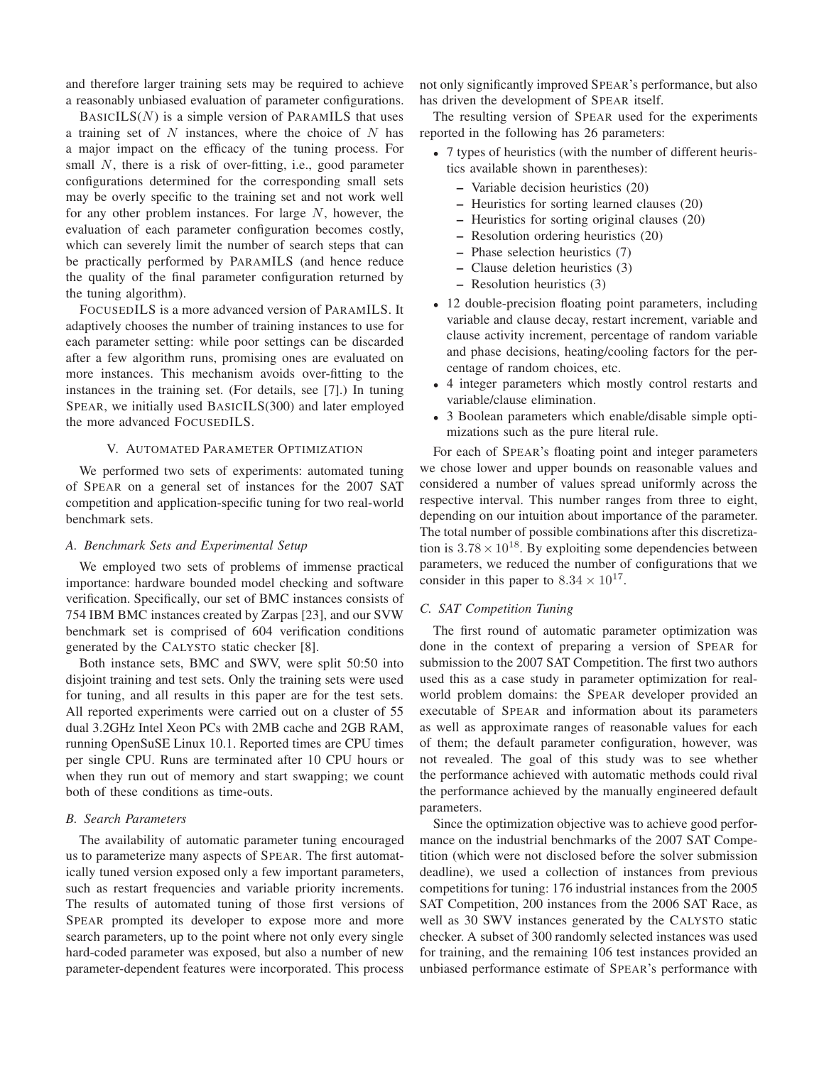and therefore larger training sets may be required to achieve a reasonably unbiased evaluation of parameter configurations.

BasicILS($N$) is a simple version of ParamILS that uses a training set of $N$ instances, where the choice of $N$ has a major impact on the efficacy of the tuning process. For small $N$, there is a risk of over-fitting, i.e., good parameter configurations determined for the corresponding small sets may be overly specific to the training set and not work well for any other problem instances. For large $N$, however, the evaluation of each parameter configuration becomes costly, which can severely limit the number of search steps that can be practically performed by ParamILS (and hence reduce the quality of the final parameter configuration returned by the tuning algorithm).

FocusedILS is a more advanced version of ParamILS. It adaptively chooses the number of training instances to use for each parameter setting: while poor settings can be discarded after a few algorithm runs, promising ones are evaluated on more instances. This mechanism avoids over-fitting to the instances in the training set. (For details, see [7].) In tuning Spear, we initially used BasicILS(300) and later employed the more advanced FocusedILS.

## V. Automated Parameter Optimization

We performed two sets of experiments: automated tuning of Spear on a general set of instances for the 2007 SAT competition and application-specific tuning for two real-world benchmark sets.

### A. Benchmark Sets and Experimental Setup

We employed two sets of problems of immense practical importance: hardware bounded model checking and software verification. Specifically, our set of BMC instances consists of 754 IBM BMC instances created by Zarpas [23], and our SVW benchmark set is comprised of 604 verification conditions generated by the Calysto static checker [8].

Both instance sets, BMC and SWV, were split 50:50 into disjoint training and test sets. Only the training sets were used for tuning, and all results in this paper are for the test sets. All reported experiments were carried out on a cluster of 55 dual 3.2GHz Intel Xeon PCs with 2MB cache and 2GB RAM, running OpenSuSE Linux 10.1. Reported times are CPU times per single CPU. Runs are terminated after 10 CPU hours or when they run out of memory and start swapping; we count both of these conditions as time-outs.

### B. Search Parameters

The availability of automatic parameter tuning encouraged us to parameterize many aspects of Spear. The first automatically tuned version exposed only a few important parameters, such as restart frequencies and variable priority increments. The results of automated tuning of those first versions of Spear prompted its developer to expose more and more search parameters, up to the point where not only every single hard-coded parameter was exposed, but also a number of new parameter-dependent features were incorporated. This process not only significantly improved Spear's performance, but also has driven the development of Spear itself.

The resulting version of Spear used for the experiments reported in the following has 26 parameters:

- 7 types of heuristics (with the number of different heuristics available shown in parentheses):
  - Variable decision heuristics (20)
  - Heuristics for sorting learned clauses (20)
  - Heuristics for sorting original clauses (20)
  - Resolution ordering heuristics (20)
  - Phase selection heuristics (7)
  - Clause deletion heuristics (3)
  - Resolution heuristics (3)
- 12 double-precision floating point parameters, including variable and clause decay, restart increment, variable and clause activity increment, percentage of random variable and phase decisions, heating/cooling factors for the percentage of random choices, etc.
- 4 integer parameters which mostly control restarts and variable/clause elimination.
- 3 Boolean parameters which enable/disable simple optimizations such as the pure literal rule.

For each of Spear's floating point and integer parameters we chose lower and upper bounds on reasonable values and considered a number of values spread uniformly across the respective interval. This number ranges from three to eight, depending on our intuition about importance of the parameter. The total number of possible combinations after this discretization is $3.78 \times 10^{18}$. By exploiting some dependencies between parameters, we reduced the number of configurations that we consider in this paper to $8.34 \times 10^{17}$.

### C. SAT Competition Tuning

The first round of automatic parameter optimization was done in the context of preparing a version of Spear for submission to the 2007 SAT Competition. The first two authors used this as a case study in parameter optimization for real-world problem domains: the Spear developer provided an executable of Spear and information about its parameters as well as approximate ranges of reasonable values for each of them; the default parameter configuration, however, was not revealed. The goal of this study was to see whether the performance achieved with automatic methods could rival the performance achieved by the manually engineered default parameters.

Since the optimization objective was to achieve good performance on the industrial benchmarks of the 2007 SAT Competition (which were not disclosed before the solver submission deadline), we used a collection of instances from previous competitions for tuning: 176 industrial instances from the 2005 SAT Competition, 200 instances from the 2006 SAT Race, as well as 30 SWV instances generated by the Calysto static checker. A subset of 300 randomly selected instances was used for training, and the remaining 106 test instances provided an unbiased performance estimate of Spear's performance with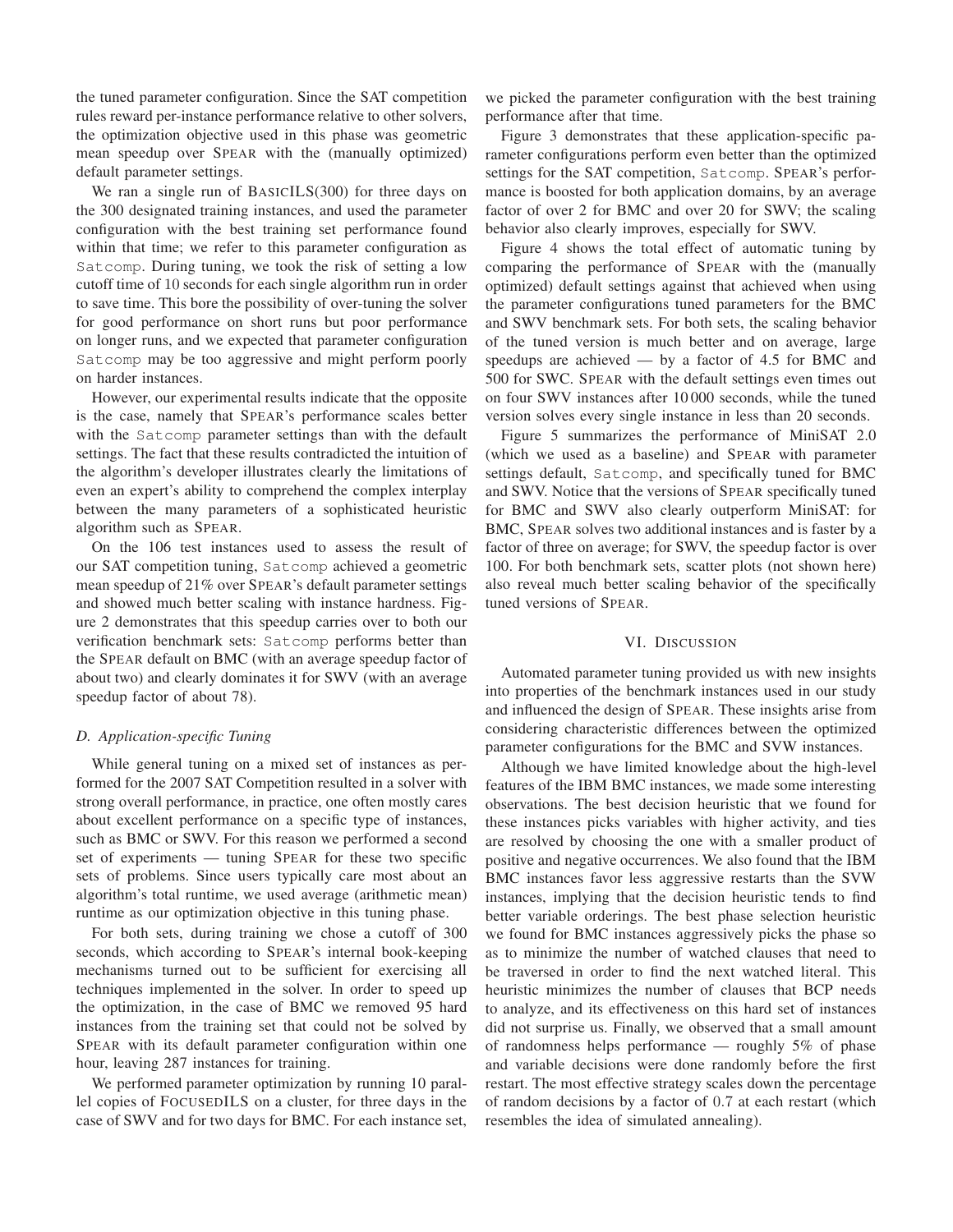the tuned parameter configuration. Since the SAT competition rules reward per-instance performance relative to other solvers, the optimization objective used in this phase was geometric mean speedup over SPEAR with the (manually optimized) default parameter settings.

We ran a single run of BASICILS(300) for three days on the 300 designated training instances, and used the parameter configuration with the best training set performance found within that time; we refer to this parameter configuration as `Satcomp`. During tuning, we took the risk of setting a low cutoff time of 10 seconds for each single algorithm run in order to save time. This bore the possibility of over-tuning the solver for good performance on short runs but poor performance on longer runs, and we expected that parameter configuration `Satcomp` may be too aggressive and might perform poorly on harder instances.

However, our experimental results indicate that the opposite is the case, namely that SPEAR's performance scales better with the `Satcomp` parameter settings than with the default settings. The fact that these results contradicted the intuition of the algorithm's developer illustrates clearly the limitations of even an expert's ability to comprehend the complex interplay between the many parameters of a sophisticated heuristic algorithm such as SPEAR.

On the 106 test instances used to assess the result of our SAT competition tuning, `Satcomp` achieved a geometric mean speedup of 21% over SPEAR's default parameter settings and showed much better scaling with instance hardness. Figure 2 demonstrates that this speedup carries over to both our verification benchmark sets: `Satcomp` performs better than the SPEAR default on BMC (with an average speedup factor of about two) and clearly dominates it for SWV (with an average speedup factor of about 78).

### D. Application-specific Tuning

While general tuning on a mixed set of instances as performed for the 2007 SAT Competition resulted in a solver with strong overall performance, in practice, one often mostly cares about excellent performance on a specific type of instances, such as BMC or SWV. For this reason we performed a second set of experiments — tuning SPEAR for these two specific sets of problems. Since users typically care most about an algorithm's total runtime, we used average (arithmetic mean) runtime as our optimization objective in this tuning phase.

For both sets, during training we chose a cutoff of 300 seconds, which according to SPEAR's internal book-keeping mechanisms turned out to be sufficient for exercising all techniques implemented in the solver. In order to speed up the optimization, in the case of BMC we removed 95 hard instances from the training set that could not be solved by SPEAR with its default parameter configuration within one hour, leaving 287 instances for training.

We performed parameter optimization by running 10 parallel copies of FOCUSEDILS on a cluster, for three days in the case of SWV and for two days for BMC. For each instance set, we picked the parameter configuration with the best training performance after that time.

Figure 3 demonstrates that these application-specific parameter configurations perform even better than the optimized settings for the SAT competition, `Satcomp`. SPEAR's performance is boosted for both application domains, by an average factor of over 2 for BMC and over 20 for SWV; the scaling behavior also clearly improves, especially for SWV.

Figure 4 shows the total effect of automatic tuning by comparing the performance of SPEAR with the (manually optimized) default settings against that achieved when using the parameter configurations tuned parameters for the BMC and SWV benchmark sets. For both sets, the scaling behavior of the tuned version is much better and on average, large speedups are achieved — by a factor of 4.5 for BMC and 500 for SWC. SPEAR with the default settings even times out on four SWV instances after 10 000 seconds, while the tuned version solves every single instance in less than 20 seconds.

Figure 5 summarizes the performance of MiniSAT 2.0 (which we used as a baseline) and SPEAR with parameter settings default, `Satcomp`, and specifically tuned for BMC and SWV. Notice that the versions of SPEAR specifically tuned for BMC and SWV also clearly outperform MiniSAT: for BMC, SPEAR solves two additional instances and is faster by a factor of three on average; for SWV, the speedup factor is over 100. For both benchmark sets, scatter plots (not shown here) also reveal much better scaling behavior of the specifically tuned versions of SPEAR.

## VI. DISCUSSION

Automated parameter tuning provided us with new insights into properties of the benchmark instances used in our study and influenced the design of SPEAR. These insights arise from considering characteristic differences between the optimized parameter configurations for the BMC and SVW instances.

Although we have limited knowledge about the high-level features of the IBM BMC instances, we made some interesting observations. The best decision heuristic that we found for these instances picks variables with higher activity, and ties are resolved by choosing the one with a smaller product of positive and negative occurrences. We also found that the IBM BMC instances favor less aggressive restarts than the SVW instances, implying that the decision heuristic tends to find better variable orderings. The best phase selection heuristic we found for BMC instances aggressively picks the phase so as to minimize the number of watched clauses that need to be traversed in order to find the next watched literal. This heuristic minimizes the number of clauses that BCP needs to analyze, and its effectiveness on this hard set of instances did not surprise us. Finally, we observed that a small amount of randomness helps performance — roughly 5% of phase and variable decisions were done randomly before the first restart. The most effective strategy scales down the percentage of random decisions by a factor of 0.7 at each restart (which resembles the idea of simulated annealing).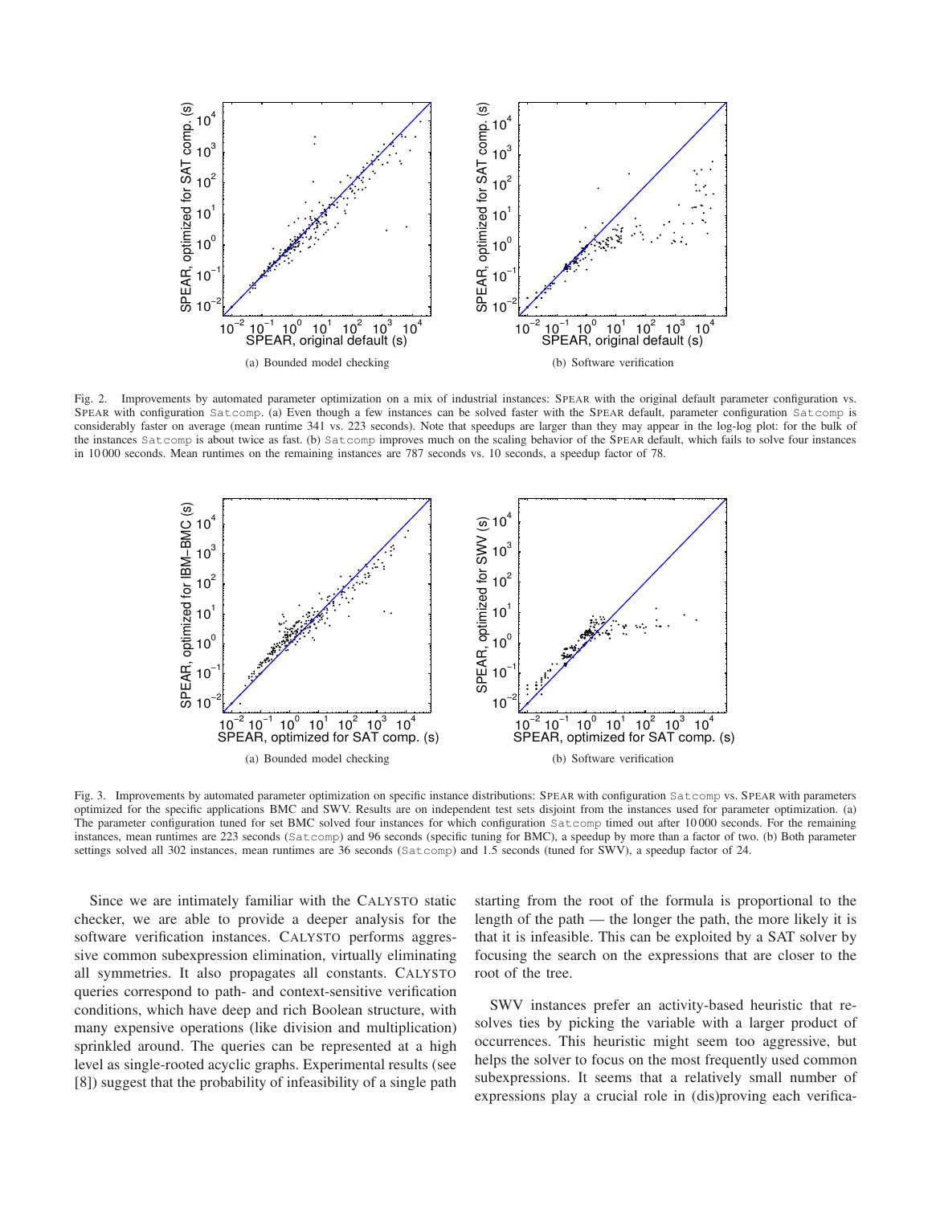Fig. 2. Improvements by automated parameter optimization on a mix of industrial instances: SPEAR with the original default parameter configuration vs. SPEAR with configuration `Satcomp`. (a) Even though a few instances can be solved faster with the SPEAR default, parameter configuration `Satcomp` is considerably faster on average (mean runtime 341 vs. 223 seconds). Note that speedups are larger than they may appear in the log-log plot: for the bulk of the instances `Satcomp` is about twice as fast. (b) `Satcomp` improves much on the scaling behavior of the SPEAR default, which fails to solve four instances in 10 000 seconds. Mean runtimes on the remaining instances are 787 seconds vs. 10 seconds, a speedup factor of 78.

(a) Bounded model checking

(b) Software verification

Fig. 3. Improvements by automated parameter optimization on specific instance distributions: SPEAR with configuration `Satcomp` vs. SPEAR with parameters optimized for the specific applications BMC and SWV. Results are on independent test sets disjoint from the instances used for parameter optimization. (a) The parameter configuration tuned for set BMC solved four instances for which configuration `Satcomp` timed out after 10 000 seconds. For the remaining instances, mean runtimes are 223 seconds (`Satcomp`) and 96 seconds (specific tuning for BMC), a speedup by more than a factor of two. (b) Both parameter settings solved all 302 instances, mean runtimes are 36 seconds (`Satcomp`) and 1.5 seconds (tuned for SWV), a speedup factor of 24.

(a) Bounded model checking

(b) Software verification

Since we are intimately familiar with the CALYSTO static checker, we are able to provide a deeper analysis for the software verification instances. CALYSTO performs aggressive common subexpression elimination, virtually eliminating all symmetries. It also propagates all constants. CALYSTO queries correspond to path- and context-sensitive verification conditions, which have deep and rich Boolean structure, with many expensive operations (like division and multiplication) sprinkled around. The queries can be represented at a high level as single-rooted acyclic graphs. Experimental results (see [8]) suggest that the probability of infeasibility of a single path starting from the root of the formula is proportional to the length of the path — the longer the path, the more likely it is that it is infeasible. This can be exploited by a SAT solver by focusing the search on the expressions that are closer to the root of the tree.

SWV instances prefer an activity-based heuristic that resolves ties by picking the variable with a larger product of occurrences. This heuristic might seem too aggressive, but helps the solver to focus on the most frequently used common subexpressions. It seems that a relatively small number of expressions play a crucial role in (dis)proving each verifica-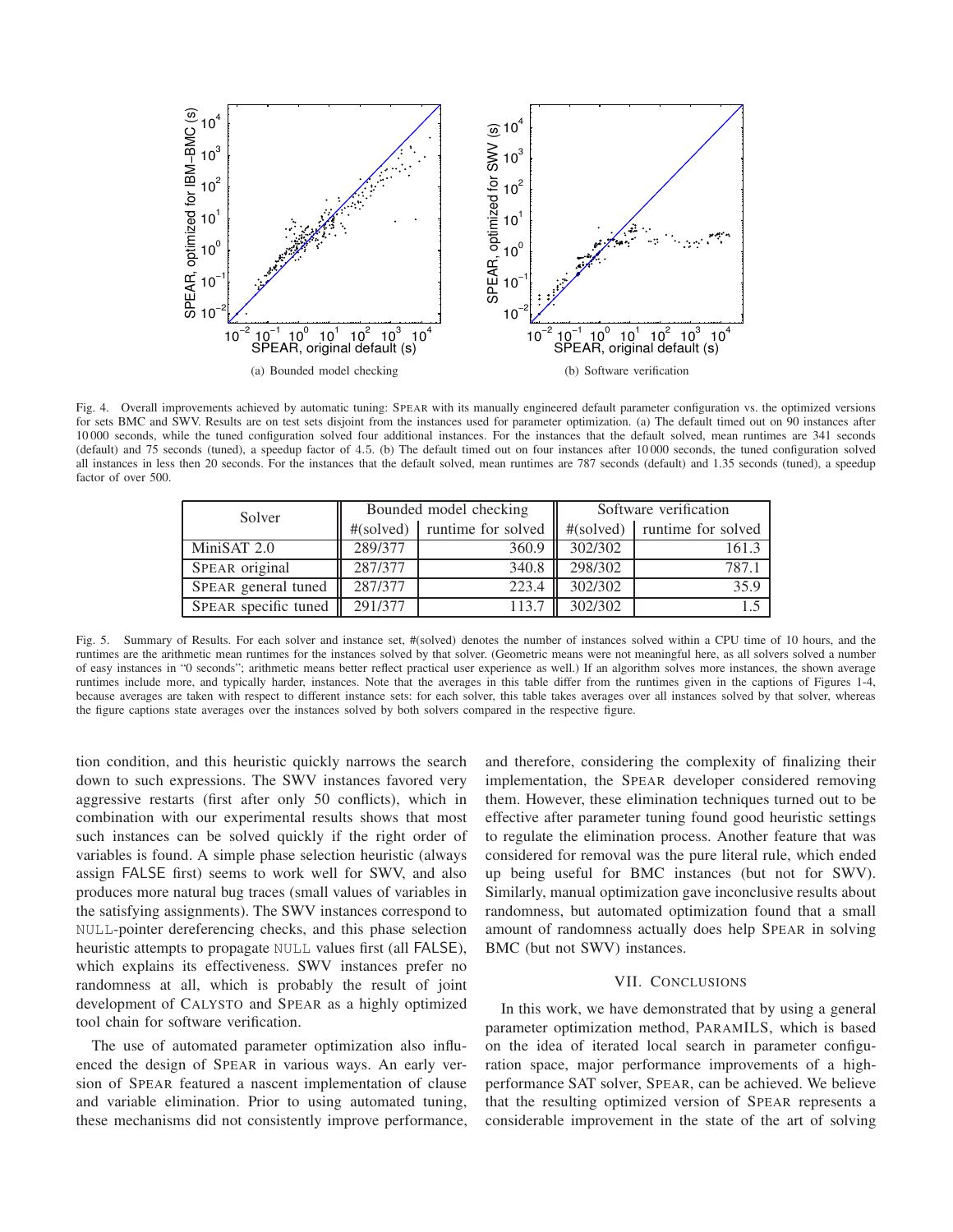(a) Bounded model checking

(b) Software verification

Fig. 4. Overall improvements achieved by automatic tuning: SPEAR with its manually engineered default parameter configuration vs. the optimized versions for sets BMC and SWV. Results are on test sets disjoint from the instances used for parameter optimization. (a) The default timed out on 90 instances after 10 000 seconds, while the tuned configuration solved four additional instances. For the instances that the default solved, mean runtimes are 341 seconds (default) and 75 seconds (tuned), a speedup factor of 4.5. (b) The default timed out on four instances after 10 000 seconds, the tuned configuration solved all instances in less then 20 seconds. For the instances that the default solved, mean runtimes are 787 seconds (default) and 1.35 seconds (tuned), a speedup factor of over 500.

| Solver | Bounded model checking | | Software verification | |
|---|---|---|---|---|
| | #(solved) | runtime for solved | #(solved) | runtime for solved |
| MiniSAT 2.0 | 289/377 | 360.9 | 302/302 | 161.3 |
| SPEAR original | 287/377 | 340.8 | 298/302 | 787.1 |
| SPEAR general tuned | 287/377 | 223.4 | 302/302 | 35.9 |
| SPEAR specific tuned | 291/377 | 113.7 | 302/302 | 1.5 |

Fig. 5. Summary of Results. For each solver and instance set, #(solved) denotes the number of instances solved within a CPU time of 10 hours, and the runtimes are the arithmetic mean runtimes for the instances solved by that solver. (Geometric means were not meaningful here, as all solvers solved a number of easy instances in "0 seconds"; arithmetic means better reflect practical user experience as well.) If an algorithm solves more instances, the shown average runtimes include more, and typically harder, instances. Note that the averages in this table differ from the runtimes given in the captions of Figures 1-4, because averages are taken with respect to different instance sets: for each solver, this table takes averages over all instances solved by that solver, whereas the figure captions state averages over the instances solved by both solvers compared in the respective figure.

tion condition, and this heuristic quickly narrows the search down to such expressions. The SWV instances favored very aggressive restarts (first after only 50 conflicts), which in combination with our experimental results shows that most such instances can be solved quickly if the right order of variables is found. A simple phase selection heuristic (always assign FALSE first) seems to work well for SWV, and also produces more natural bug traces (small values of variables in the satisfying assignments). The SWV instances correspond to NULL-pointer dereferencing checks, and this phase selection heuristic attempts to propagate NULL values first (all FALSE), which explains its effectiveness. SWV instances prefer no randomness at all, which is probably the result of joint development of CALYSTO and SPEAR as a highly optimized tool chain for software verification.

The use of automated parameter optimization also influenced the design of SPEAR in various ways. An early version of SPEAR featured a nascent implementation of clause and variable elimination. Prior to using automated tuning, these mechanisms did not consistently improve performance, and therefore, considering the complexity of finalizing their implementation, the SPEAR developer considered removing them. However, these elimination techniques turned out to be effective after parameter tuning found good heuristic settings to regulate the elimination process. Another feature that was considered for removal was the pure literal rule, which ended up being useful for BMC instances (but not for SWV). Similarly, manual optimization gave inconclusive results about randomness, but automated optimization found that a small amount of randomness actually does help SPEAR in solving BMC (but not SWV) instances.

## VII. CONCLUSIONS

In this work, we have demonstrated that by using a general parameter optimization method, PARAMILS, which is based on the idea of iterated local search in parameter configuration space, major performance improvements of a high-performance SAT solver, SPEAR, can be achieved. We believe that the resulting optimized version of SPEAR represents a considerable improvement in the state of the art of solving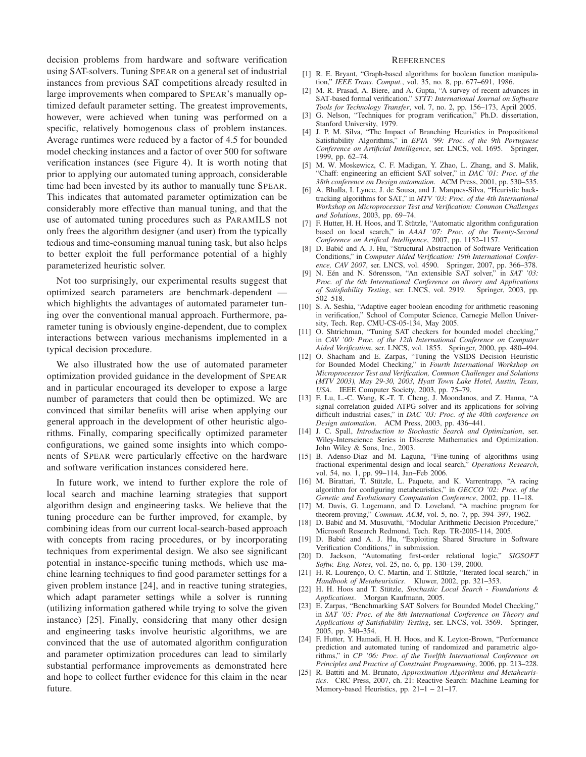decision problems from hardware and software verification using SAT-solvers. Tuning SPEAR on a general set of industrial instances from previous SAT competitions already resulted in large improvements when compared to SPEAR's manually optimized default parameter setting. The greatest improvements, however, were achieved when tuning was performed on a specific, relatively homogenous class of problem instances. Average runtimes were reduced by a factor of 4.5 for bounded model checking instances and a factor of over 500 for software verification instances (see Figure 4). It is worth noting that prior to applying our automated tuning approach, considerable time had been invested by its author to manually tune SPEAR. This indicates that automated parameter optimization can be considerably more effective than manual tuning, and that the use of automated tuning procedures such as PARAMILS not only frees the algorithm designer (and user) from the typically tedious and time-consuming manual tuning task, but also helps to better exploit the full performance potential of a highly parameterized heuristic solver.

Not too surprisingly, our experimental results suggest that optimized search parameters are benchmark-dependent — which highlights the advantages of automated parameter tuning over the conventional manual approach. Furthermore, parameter tuning is obviously engine-dependent, due to complex interactions between various mechanisms implemented in a typical decision procedure.

We also illustrated how the use of automated parameter optimization provided guidance in the development of SPEAR and in particular encouraged its developer to expose a large number of parameters that could then be optimized. We are convinced that similar benefits will arise when applying our general approach in the development of other heuristic algorithms. Finally, comparing specifically optimized parameter configurations, we gained some insights into which components of SPEAR were particularly effective on the hardware and software verification instances considered here.

In future work, we intend to further explore the role of local search and machine learning strategies that support algorithm design and engineering tasks. We believe that the tuning procedure can be further improved, for example, by combining ideas from our current local-search-based approach with concepts from racing procedures, or by incorporating techniques from experimental design. We also see significant potential in instance-specific tuning methods, which use machine learning techniques to find good parameter settings for a given problem instance [24], and in reactive tuning strategies, which adapt parameter settings while a solver is running (utilizing information gathered while trying to solve the given instance) [25]. Finally, considering that many other design and engineering tasks involve heuristic algorithms, we are convinced that the use of automated algorithm configuration and parameter optimization procedures can lead to similarly substantial performance improvements as demonstrated here and hope to collect further evidence for this claim in the near future.

## REFERENCES

[1] R. E. Bryant, "Graph-based algorithms for boolean function manipulation," *IEEE Trans. Comput.*, vol. 35, no. 8, pp. 677–691, 1986.

[2] M. R. Prasad, A. Biere, and A. Gupta, "A survey of recent advances in SAT-based formal verification." *STTT: International Journal on Software Tools for Technology Transfer*, vol. 7, no. 2, pp. 156–173, April 2005.

[3] G. Nelson, "Techniques for program verification," Ph.D. dissertation, Stanford University, 1979.

[4] J. P. M. Silva, "The Impact of Branching Heuristics in Propositional Satisfiability Algorithms," in *EPIA '99: Proc. of the 9th Portuguese Conference on Artificial Intelligence*, ser. LNCS, vol. 1695. Springer, 1999, pp. 62–74.

[5] M. W. Moskewicz, C. F. Madigan, Y. Zhao, L. Zhang, and S. Malik, "Chaff: engineering an efficient SAT solver," in *DAC '01: Proc. of the 38th conference on Design automation*. ACM Press, 2001, pp. 530–535.

[6] A. Bhalla, I. Lynce, J. de Sousa, and J. Marques-Silva, "Heuristic backtracking algorithms for SAT," in *MTV '03: Proc. of the 4th International Workshop on Microprocessor Test and Verification: Common Challenges and Solutions*, 2003, pp. 69–74.

[7] F. Hutter, H. H. Hoos, and T. Stützle, "Automatic algorithm configuration based on local search," in *AAAI '07: Proc. of the Twenty-Second Conference on Artifical Intelligence*, 2007, pp. 1152–1157.

[8] D. Babić and A. J. Hu, "Structural Abstraction of Software Verification Conditions," in *Computer Aided Verification: 19th International Conference, CAV 2007*, ser. LNCS, vol. 4590. Springer, 2007, pp. 366–378.

[9] N. Eén and N. Sörensson, "An extensible SAT solver," in *SAT '03: Proc. of the 6th International Conference on theory and Applications of Satisfiability Testing*, ser. LNCS, vol. 2919. Springer, 2003, pp. 502–518.

[10] S. A. Seshia, "Adaptive eager boolean encoding for arithmetic reasoning in verification," School of Computer Science, Carnegie Mellon University, Tech. Rep. CMU-CS-05-134, May 2005.

[11] O. Shtrichman, "Tuning SAT checkers for bounded model checking," in *CAV '00: Proc. of the 12th International Conference on Computer Aided Verification*, ser. LNCS, vol. 1855. Springer, 2000, pp. 480–494.

[12] O. Shacham and E. Zarpas, "Tuning the VSIDS Decision Heuristic for Bounded Model Checking," in *Fourth International Workshop on Microprocessor Test and Verification, Common Challenges and Solutions (MTV 2003), May 29-30, 2003, Hyatt Town Lake Hotel, Austin, Texas, USA*. IEEE Computer Society, 2003, pp. 75–79.

[13] F. Lu, L.-C. Wang, K.-T. T. Cheng, J. Moondanos, and Z. Hanna, "A signal correlation guided ATPG solver and its applications for solving difficult industrial cases," in *DAC '03: Proc. of the 40th conference on Design automation*. ACM Press, 2003, pp. 436–441.

[14] J. C. Spall, *Introduction to Stochastic Search and Optimization*, ser. Wiley-Interscience Series in Discrete Mathematics and Optimization. John Wiley & Sons, Inc., 2003.

[15] B. Adenso-Diaz and M. Laguna, "Fine-tuning of algorithms using fractional experimental design and local search," *Operations Research*, vol. 54, no. 1, pp. 99–114, Jan–Feb 2006.

[16] M. Birattari, T. Stützle, L. Paquete, and K. Varrentrapp, "A racing algorithm for configuring metaheuristics," in *GECCO '02: Proc. of the Genetic and Evolutionary Computation Conference*, 2002, pp. 11–18.

[17] M. Davis, G. Logemann, and D. Loveland, "A machine program for theorem-proving," *Commun. ACM*, vol. 5, no. 7, pp. 394–397, 1962.

[18] D. Babić and M. Musuvathi, "Modular Arithmetic Decision Procedure," Microsoft Research Redmond, Tech. Rep. TR-2005-114, 2005.

[19] D. Babić and A. J. Hu, "Exploiting Shared Structure in Software Verification Conditions," in submission.

[20] D. Jackson, "Automating first-order relational logic," *SIGSOFT Softw. Eng. Notes*, vol. 25, no. 6, pp. 130–139, 2000.

[21] H. R. Lourenço, O. C. Martin, and T. Stützle, "Iterated local search," in *Handbook of Metaheuristics*. Kluwer, 2002, pp. 321–353.

[22] H. H. Hoos and T. Stützle, *Stochastic Local Search - Foundations & Applications*. Morgan Kaufmann, 2005.

[23] E. Zarpas, "Benchmarking SAT Solvers for Bounded Model Checking," in *SAT '05: Proc. of the 8th International Conference on Theory and Applications of Satisfiability Testing*, ser. LNCS, vol. 3569. Springer, 2005, pp. 340–354.

[24] F. Hutter, Y. Hamadi, H. H. Hoos, and K. Leyton-Brown, "Performance prediction and automated tuning of randomized and parametric algorithms," in *CP '06: Proc. of the Twelfth International Conference on Principles and Practice of Constraint Programming*, 2006, pp. 213–228.

[25] R. Battiti and M. Brunato, *Approximation Algorithms and Metaheuristics*. CRC Press, 2007, ch. 21: Reactive Search: Machine Learning for Memory-based Heuristics, pp. 21–1 – 21–17.